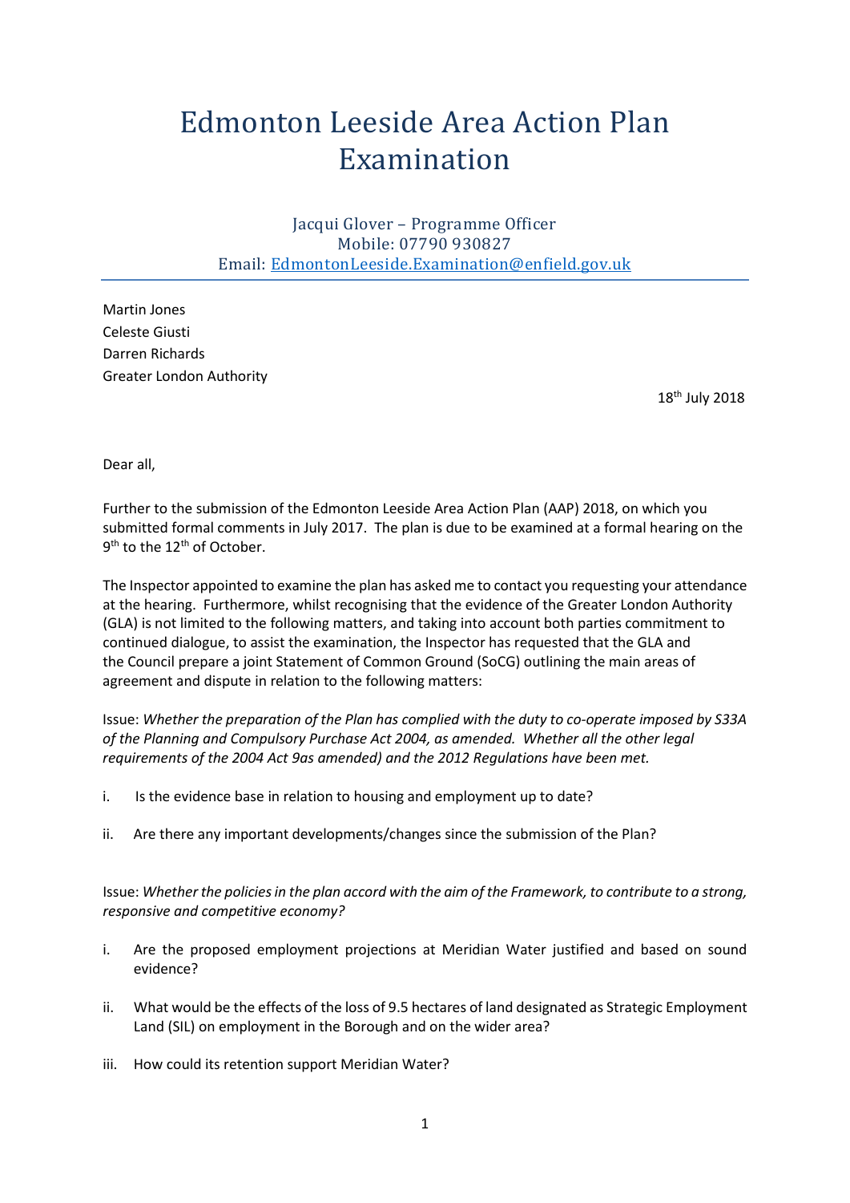# Edmonton Leeside Area Action Plan Examination

Jacqui Glover – Programme Officer
Mobile: 07790 930827
Email: EdmontonLeeside.Examination@enfield.gov.uk

Martin Jones
Celeste Giusti
Darren Richards
Greater London Authority

18th July 2018

Dear all,

Further to the submission of the Edmonton Leeside Area Action Plan (AAP) 2018, on which you submitted formal comments in July 2017. The plan is due to be examined at a formal hearing on the 9th to the 12th of October.

The Inspector appointed to examine the plan has asked me to contact you requesting your attendance at the hearing. Furthermore, whilst recognising that the evidence of the Greater London Authority (GLA) is not limited to the following matters, and taking into account both parties commitment to continued dialogue, to assist the examination, the Inspector has requested that the GLA and the Council prepare a joint Statement of Common Ground (SoCG) outlining the main areas of agreement and dispute in relation to the following matters:

Issue: *Whether the preparation of the Plan has complied with the duty to co-operate imposed by S33A of the Planning and Compulsory Purchase Act 2004, as amended. Whether all the other legal requirements of the 2004 Act 9as amended) and the 2012 Regulations have been met.*

i. Is the evidence base in relation to housing and employment up to date?

ii. Are there any important developments/changes since the submission of the Plan?

Issue: *Whether the policies in the plan accord with the aim of the Framework, to contribute to a strong, responsive and competitive economy?*

i. Are the proposed employment projections at Meridian Water justified and based on sound evidence?

ii. What would be the effects of the loss of 9.5 hectares of land designated as Strategic Employment Land (SIL) on employment in the Borough and on the wider area?

iii. How could its retention support Meridian Water?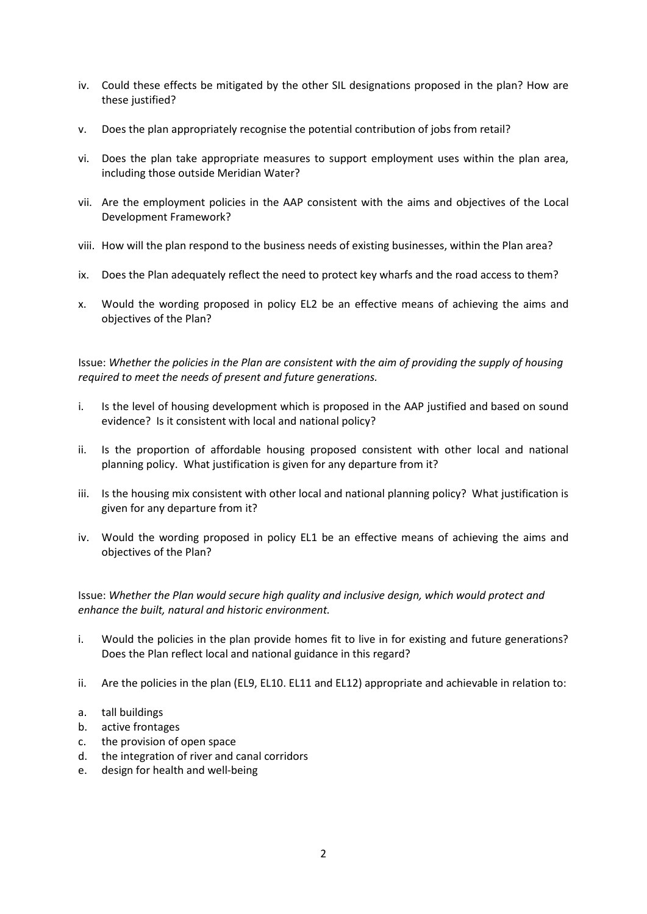iv. Could these effects be mitigated by the other SIL designations proposed in the plan? How are these justified?

v. Does the plan appropriately recognise the potential contribution of jobs from retail?

vi. Does the plan take appropriate measures to support employment uses within the plan area, including those outside Meridian Water?

vii. Are the employment policies in the AAP consistent with the aims and objectives of the Local Development Framework?

viii. How will the plan respond to the business needs of existing businesses, within the Plan area?

ix. Does the Plan adequately reflect the need to protect key wharfs and the road access to them?

x. Would the wording proposed in policy EL2 be an effective means of achieving the aims and objectives of the Plan?

Issue: *Whether the policies in the Plan are consistent with the aim of providing the supply of housing required to meet the needs of present and future generations.*

i. Is the level of housing development which is proposed in the AAP justified and based on sound evidence? Is it consistent with local and national policy?

ii. Is the proportion of affordable housing proposed consistent with other local and national planning policy. What justification is given for any departure from it?

iii. Is the housing mix consistent with other local and national planning policy? What justification is given for any departure from it?

iv. Would the wording proposed in policy EL1 be an effective means of achieving the aims and objectives of the Plan?

Issue: *Whether the Plan would secure high quality and inclusive design, which would protect and enhance the built, natural and historic environment.*

i. Would the policies in the plan provide homes fit to live in for existing and future generations? Does the Plan reflect local and national guidance in this regard?

ii. Are the policies in the plan (EL9, EL10. EL11 and EL12) appropriate and achievable in relation to:

a. tall buildings
b. active frontages
c. the provision of open space
d. the integration of river and canal corridors
e. design for health and well-being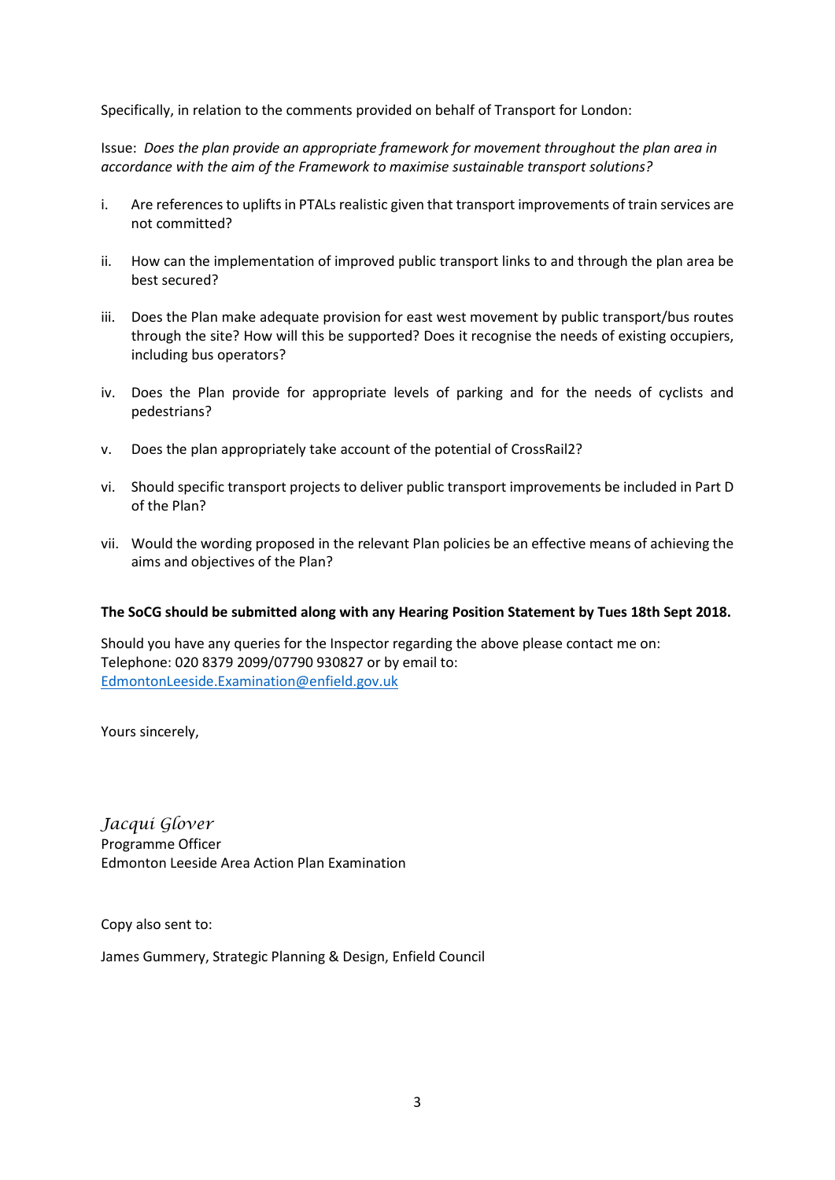Specifically, in relation to the comments provided on behalf of Transport for London:

Issue: *Does the plan provide an appropriate framework for movement throughout the plan area in accordance with the aim of the Framework to maximise sustainable transport solutions?*

i. Are references to uplifts in PTALs realistic given that transport improvements of train services are not committed?

ii. How can the implementation of improved public transport links to and through the plan area be best secured?

iii. Does the Plan make adequate provision for east west movement by public transport/bus routes through the site? How will this be supported? Does it recognise the needs of existing occupiers, including bus operators?

iv. Does the Plan provide for appropriate levels of parking and for the needs of cyclists and pedestrians?

v. Does the plan appropriately take account of the potential of CrossRail2?

vi. Should specific transport projects to deliver public transport improvements be included in Part D of the Plan?

vii. Would the wording proposed in the relevant Plan policies be an effective means of achieving the aims and objectives of the Plan?

**The SoCG should be submitted along with any Hearing Position Statement by Tues 18th Sept 2018.**

Should you have any queries for the Inspector regarding the above please contact me on:
Telephone: 020 8379 2099/07790 930827 or by email to:
EdmontonLeeside.Examination@enfield.gov.uk

Yours sincerely,

*Jacqui Glover*
Programme Officer
Edmonton Leeside Area Action Plan Examination

Copy also sent to:

James Gummery, Strategic Planning & Design, Enfield Council